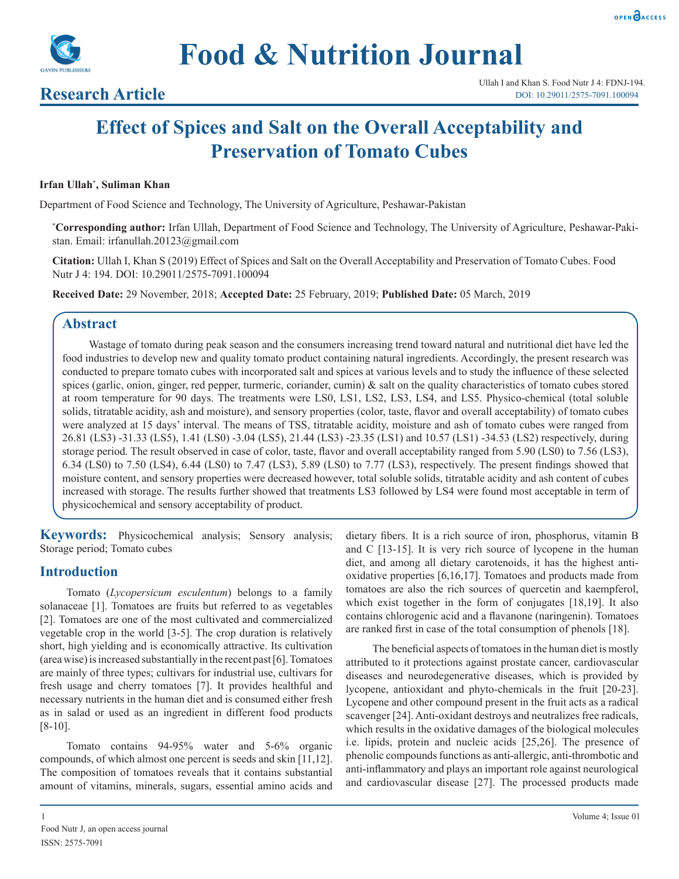# Food & Nutrition Journal

**Research Article**

Ullah I and Khan S. Food Nutr J 4: FDNJ-194.
DOI: 10.29011/2575-7091.100094

## Effect of Spices and Salt on the Overall Acceptability and Preservation of Tomato Cubes

**Irfan Ullah*, Suliman Khan**

Department of Food Science and Technology, The University of Agriculture, Peshawar-Pakistan

***Corresponding author:** Irfan Ullah, Department of Food Science and Technology, The University of Agriculture, Peshawar-Pakistan. Email: irfanullah.20123@gmail.com

**Citation:** Ullah I, Khan S (2019) Effect of Spices and Salt on the Overall Acceptability and Preservation of Tomato Cubes. Food Nutr J 4: 194. DOI: 10.29011/2575-7091.100094

**Received Date:** 29 November, 2018; **Accepted Date:** 25 February, 2019; **Published Date:** 05 March, 2019

## Abstract

Wastage of tomato during peak season and the consumers increasing trend toward natural and nutritional diet have led the food industries to develop new and quality tomato product containing natural ingredients. Accordingly, the present research was conducted to prepare tomato cubes with incorporated salt and spices at various levels and to study the influence of these selected spices (garlic, onion, ginger, red pepper, turmeric, coriander, cumin) & salt on the quality characteristics of tomato cubes stored at room temperature for 90 days. The treatments were LS0, LS1, LS2, LS3, LS4, and LS5. Physico-chemical (total soluble solids, titratable acidity, ash and moisture), and sensory properties (color, taste, flavor and overall acceptability) of tomato cubes were analyzed at 15 days' interval. The means of TSS, titratable acidity, moisture and ash of tomato cubes were ranged from 26.81 (LS3) -31.33 (LS5), 1.41 (LS0) -3.04 (LS5), 21.44 (LS3) -23.35 (LS1) and 10.57 (LS1) -34.53 (LS2) respectively, during storage period. The result observed in case of color, taste, flavor and overall acceptability ranged from 5.90 (LS0) to 7.56 (LS3), 6.34 (LS0) to 7.50 (LS4), 6.44 (LS0) to 7.47 (LS3), 5.89 (LS0) to 7.77 (LS3), respectively. The present findings showed that moisture content, and sensory properties were decreased however, total soluble solids, titratable acidity and ash content of cubes increased with storage. The results further showed that treatments LS3 followed by LS4 were found most acceptable in term of physicochemical and sensory acceptability of product.

**Keywords:** Physicochemical analysis; Sensory analysis; Storage period; Tomato cubes

## Introduction

Tomato (*Lycopersicum esculentum*) belongs to a family solanaceae [1]. Tomatoes are fruits but referred to as vegetables [2]. Tomatoes are one of the most cultivated and commercialized vegetable crop in the world [3-5]. The crop duration is relatively short, high yielding and is economically attractive. Its cultivation (area wise) is increased substantially in the recent past [6]. Tomatoes are mainly of three types; cultivars for industrial use, cultivars for fresh usage and cherry tomatoes [7]. It provides healthful and necessary nutrients in the human diet and is consumed either fresh as in salad or used as an ingredient in different food products [8-10].

Tomato contains 94-95% water and 5-6% organic compounds, of which almost one percent is seeds and skin [11,12]. The composition of tomatoes reveals that it contains substantial amount of vitamins, minerals, sugars, essential amino acids and dietary fibers. It is a rich source of iron, phosphorus, vitamin B and C [13-15]. It is very rich source of lycopene in the human diet, and among all dietary carotenoids, it has the highest anti-oxidative properties [6,16,17]. Tomatoes and products made from tomatoes are also the rich sources of quercetin and kaempferol, which exist together in the form of conjugates [18,19]. It also contains chlorogenic acid and a flavanone (naringenin). Tomatoes are ranked first in case of the total consumption of phenols [18].

The beneficial aspects of tomatoes in the human diet is mostly attributed to it protections against prostate cancer, cardiovascular diseases and neurodegenerative diseases, which is provided by lycopene, antioxidant and phyto-chemicals in the fruit [20-23]. Lycopene and other compound present in the fruit acts as a radical scavenger [24]. Anti-oxidant destroys and neutralizes free radicals, which results in the oxidative damages of the biological molecules i.e. lipids, protein and nucleic acids [25,26]. The presence of phenolic compounds functions as anti-allergic, anti-thrombotic and anti-inflammatory and plays an important role against neurological and cardiovascular disease [27]. The processed products made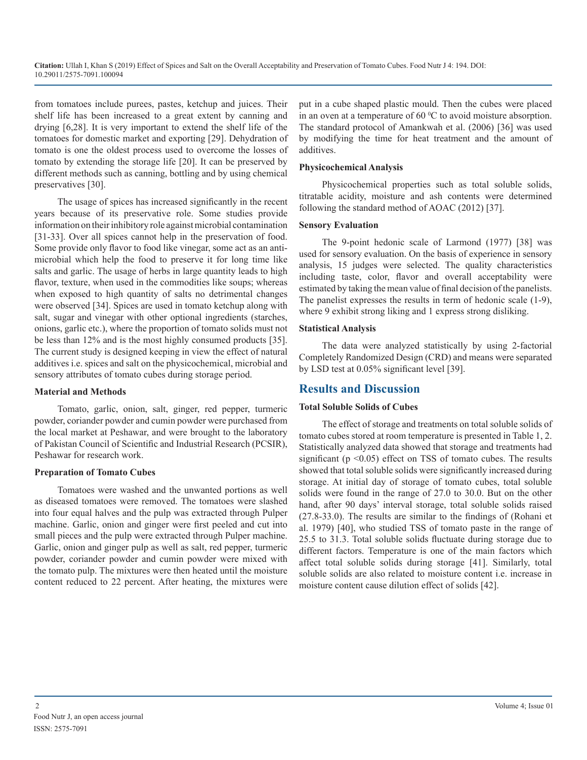from tomatoes include purees, pastes, ketchup and juices. Their shelf life has been increased to a great extent by canning and drying [6,28]. It is very important to extend the shelf life of the tomatoes for domestic market and exporting [29]. Dehydration of tomato is one the oldest process used to overcome the losses of tomato by extending the storage life [20]. It can be preserved by different methods such as canning, bottling and by using chemical preservatives [30].

The usage of spices has increased significantly in the recent years because of its preservative role. Some studies provide information on their inhibitory role against microbial contamination [31-33]. Over all spices cannot help in the preservation of food. Some provide only flavor to food like vinegar, some act as an anti-microbial which help the food to preserve it for long time like salts and garlic. The usage of herbs in large quantity leads to high flavor, texture, when used in the commodities like soups; whereas when exposed to high quantity of salts no detrimental changes were observed [34]. Spices are used in tomato ketchup along with salt, sugar and vinegar with other optional ingredients (starches, onions, garlic etc.), where the proportion of tomato solids must not be less than 12% and is the most highly consumed products [35]. The current study is designed keeping in view the effect of natural additives i.e. spices and salt on the physicochemical, microbial and sensory attributes of tomato cubes during storage period.

**Material and Methods**

Tomato, garlic, onion, salt, ginger, red pepper, turmeric powder, coriander powder and cumin powder were purchased from the local market at Peshawar, and were brought to the laboratory of Pakistan Council of Scientific and Industrial Research (PCSIR), Peshawar for research work.

**Preparation of Tomato Cubes**

Tomatoes were washed and the unwanted portions as well as diseased tomatoes were removed. The tomatoes were slashed into four equal halves and the pulp was extracted through Pulper machine. Garlic, onion and ginger were first peeled and cut into small pieces and the pulp were extracted through Pulper machine. Garlic, onion and ginger pulp as well as salt, red pepper, turmeric powder, coriander powder and cumin powder were mixed with the tomato pulp. The mixtures were then heated until the moisture content reduced to 22 percent. After heating, the mixtures were put in a cube shaped plastic mould. Then the cubes were placed in an oven at a temperature of 60 $^{0}$C to avoid moisture absorption. The standard protocol of Amankwah et al. (2006) [36] was used by modifying the time for heat treatment and the amount of additives.

**Physicochemical Analysis**

Physicochemical properties such as total soluble solids, titratable acidity, moisture and ash contents were determined following the standard method of AOAC (2012) [37].

**Sensory Evaluation**

The 9-point hedonic scale of Larmond (1977) [38] was used for sensory evaluation. On the basis of experience in sensory analysis, 15 judges were selected. The quality characteristics including taste, color, flavor and overall acceptability were estimated by taking the mean value of final decision of the panelists. The panelist expresses the results in term of hedonic scale (1-9), where 9 exhibit strong liking and 1 express strong disliking.

**Statistical Analysis**

The data were analyzed statistically by using 2-factorial Completely Randomized Design (CRD) and means were separated by LSD test at 0.05% significant level [39].

## Results and Discussion

**Total Soluble Solids of Cubes**

The effect of storage and treatments on total soluble solids of tomato cubes stored at room temperature is presented in Table 1, 2. Statistically analyzed data showed that storage and treatments had significant ($p < 0.05$) effect on TSS of tomato cubes. The results showed that total soluble solids were significantly increased during storage. At initial day of storage of tomato cubes, total soluble solids were found in the range of 27.0 to 30.0. But on the other hand, after 90 days' interval storage, total soluble solids raised (27.8-33.0). The results are similar to the findings of (Rohani et al. 1979) [40], who studied TSS of tomato paste in the range of 25.5 to 31.3. Total soluble solids fluctuate during storage due to different factors. Temperature is one of the main factors which affect total soluble solids during storage [41]. Similarly, total soluble solids are also related to moisture content i.e. increase in moisture content cause dilution effect of solids [42].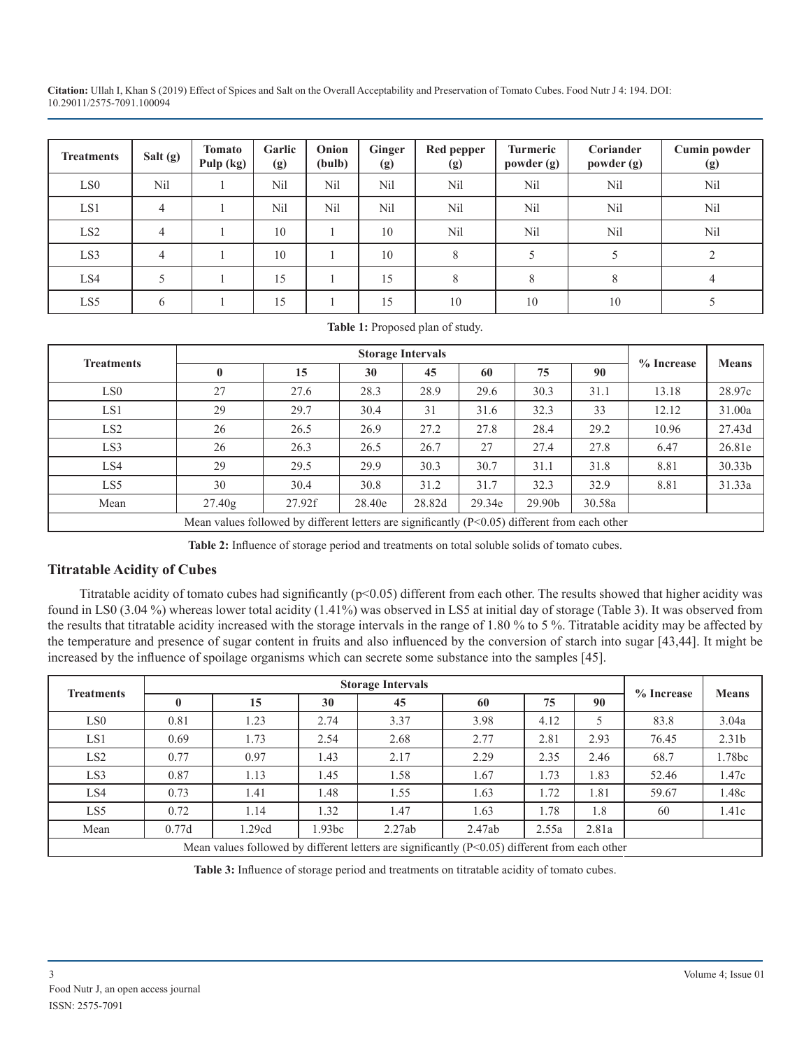| Treatments | Salt (g) | Tomato Pulp (kg) | Garlic (g) | Onion (bulb) | Ginger (g) | Red pepper (g) | Turmeric powder (g) | Coriander powder (g) | Cumin powder (g) |
|---|---|---|---|---|---|---|---|---|---|
| LS0 | Nil | 1 | Nil | Nil | Nil | Nil | Nil | Nil | Nil |
| LS1 | 4 | 1 | Nil | Nil | Nil | Nil | Nil | Nil | Nil |
| LS2 | 4 | 1 | 10 | 1 | 10 | Nil | Nil | Nil | Nil |
| LS3 | 4 | 1 | 10 | 1 | 10 | 8 | 5 | 5 | 2 |
| LS4 | 5 | 1 | 15 | 1 | 15 | 8 | 8 | 8 | 4 |
| LS5 | 6 | 1 | 15 | 1 | 15 | 10 | 10 | 10 | 5 |

**Table 1:** Proposed plan of study.

| Treatments | Storage Intervals | | | | | | | % Increase | Means |
|---|---|---|---|---|---|---|---|---|---|
| | 0 | 15 | 30 | 45 | 60 | 75 | 90 | | |
| LS0 | 27 | 27.6 | 28.3 | 28.9 | 29.6 | 30.3 | 31.1 | 13.18 | 28.97c |
| LS1 | 29 | 29.7 | 30.4 | 31 | 31.6 | 32.3 | 33 | 12.12 | 31.00a |
| LS2 | 26 | 26.5 | 26.9 | 27.2 | 27.8 | 28.4 | 29.2 | 10.96 | 27.43d |
| LS3 | 26 | 26.3 | 26.5 | 26.7 | 27 | 27.4 | 27.8 | 6.47 | 26.81e |
| LS4 | 29 | 29.5 | 29.9 | 30.3 | 30.7 | 31.1 | 31.8 | 8.81 | 30.33b |
| LS5 | 30 | 30.4 | 30.8 | 31.2 | 31.7 | 32.3 | 32.9 | 8.81 | 31.33a |
| Mean | 27.40g | 27.92f | 28.40e | 28.82d | 29.34e | 29.90b | 30.58a | | |

Mean values followed by different letters are significantly ($P<0.05$) different from each other

**Table 2:** Influence of storage period and treatments on total soluble solids of tomato cubes.

## Titratable Acidity of Cubes

Titratable acidity of tomato cubes had significantly ($p<0.05$) different from each other. The results showed that higher acidity was found in LS0 (3.04 %) whereas lower total acidity (1.41%) was observed in LS5 at initial day of storage (Table 3). It was observed from the results that titratable acidity increased with the storage intervals in the range of 1.80 % to 5 %. Titratable acidity may be affected by the temperature and presence of sugar content in fruits and also influenced by the conversion of starch into sugar [43,44]. It might be increased by the influence of spoilage organisms which can secrete some substance into the samples [45].

| Treatments | Storage Intervals | | | | | | | % Increase | Means |
|---|---|---|---|---|---|---|---|---|---|
| | 0 | 15 | 30 | 45 | 60 | 75 | 90 | | |
| LS0 | 0.81 | 1.23 | 2.74 | 3.37 | 3.98 | 4.12 | 5 | 83.8 | 3.04a |
| LS1 | 0.69 | 1.73 | 2.54 | 2.68 | 2.77 | 2.81 | 2.93 | 76.45 | 2.31b |
| LS2 | 0.77 | 0.97 | 1.43 | 2.17 | 2.29 | 2.35 | 2.46 | 68.7 | 1.78bc |
| LS3 | 0.87 | 1.13 | 1.45 | 1.58 | 1.67 | 1.73 | 1.83 | 52.46 | 1.47c |
| LS4 | 0.73 | 1.41 | 1.48 | 1.55 | 1.63 | 1.72 | 1.81 | 59.67 | 1.48c |
| LS5 | 0.72 | 1.14 | 1.32 | 1.47 | 1.63 | 1.78 | 1.8 | 60 | 1.41c |
| Mean | 0.77d | 1.29cd | 1.93bc | 2.27ab | 2.47ab | 2.55a | 2.81a | | |

Mean values followed by different letters are significantly ($P<0.05$) different from each other

**Table 3:** Influence of storage period and treatments on titratable acidity of tomato cubes.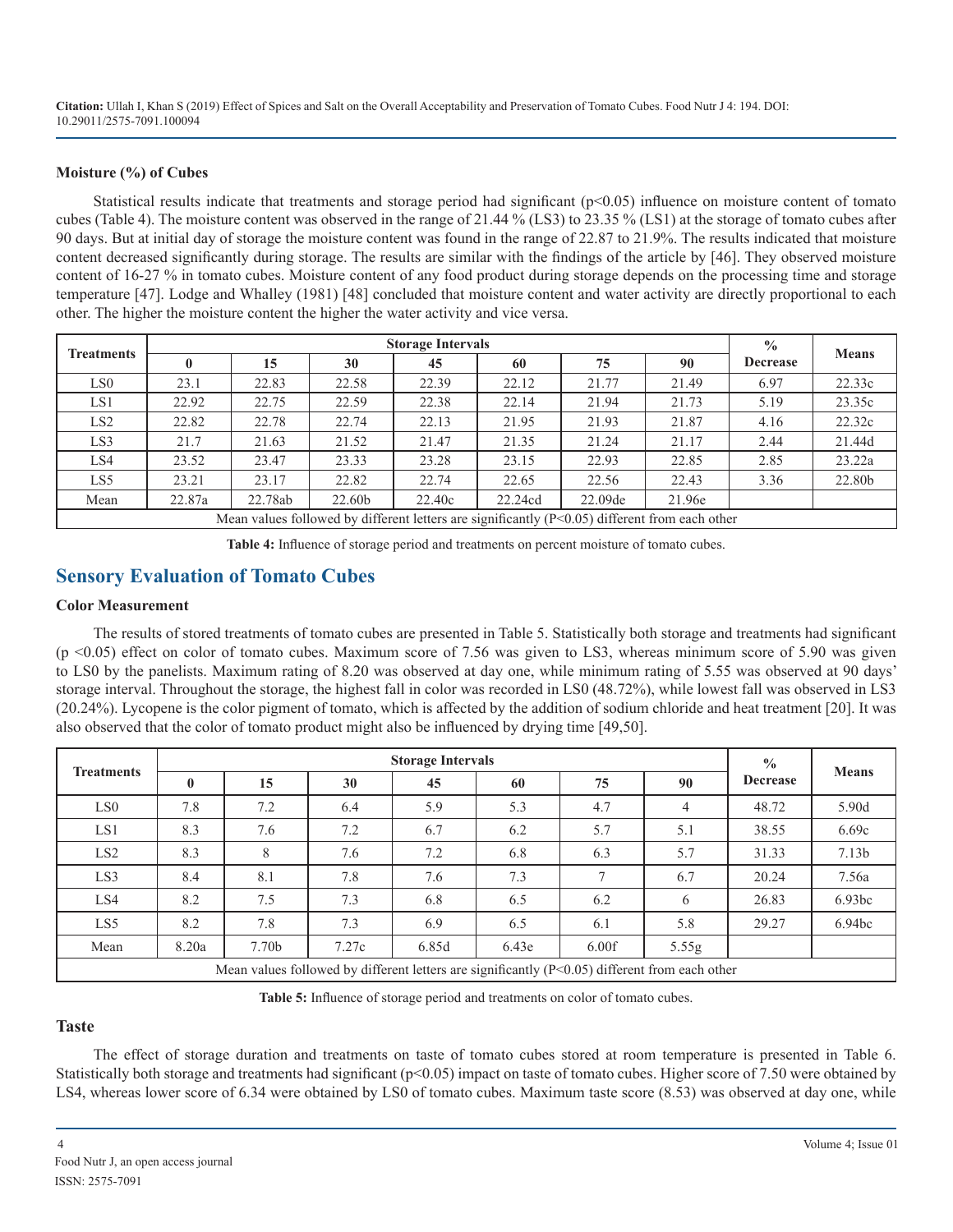### Moisture (%) of Cubes

Statistical results indicate that treatments and storage period had significant ($p<0.05$) influence on moisture content of tomato cubes (Table 4). The moisture content was observed in the range of 21.44 % (LS3) to 23.35 % (LS1) at the storage of tomato cubes after 90 days. But at initial day of storage the moisture content was found in the range of 22.87 to 21.9%. The results indicated that moisture content decreased significantly during storage. The results are similar with the findings of the article by [46]. They observed moisture content of 16-27 % in tomato cubes. Moisture content of any food product during storage depends on the processing time and storage temperature [47]. Lodge and Whalley (1981) [48] concluded that moisture content and water activity are directly proportional to each other. The higher the moisture content the higher the water activity and vice versa.

| Treatments | Storage Intervals | | | | | | | % Decrease | Means |
|---|---|---|---|---|---|---|---|---|---|
| | 0 | 15 | 30 | 45 | 60 | 75 | 90 | | |
| LS0 | 23.1 | 22.83 | 22.58 | 22.39 | 22.12 | 21.77 | 21.49 | 6.97 | 22.33c |
| LS1 | 22.92 | 22.75 | 22.59 | 22.38 | 22.14 | 21.94 | 21.73 | 5.19 | 23.35c |
| LS2 | 22.82 | 22.78 | 22.74 | 22.13 | 21.95 | 21.93 | 21.87 | 4.16 | 22.32c |
| LS3 | 21.7 | 21.63 | 21.52 | 21.47 | 21.35 | 21.24 | 21.17 | 2.44 | 21.44d |
| LS4 | 23.52 | 23.47 | 23.33 | 23.28 | 23.15 | 22.93 | 22.85 | 2.85 | 23.22a |
| LS5 | 23.21 | 23.17 | 22.82 | 22.74 | 22.65 | 22.56 | 22.43 | 3.36 | 22.80b |
| Mean | 22.87a | 22.78ab | 22.60b | 22.40c | 22.24cd | 22.09de | 21.96e | | |
| Mean values followed by different letters are significantly ($P<0.05$) different from each other | | | | | | | | | |

**Table 4:** Influence of storage period and treatments on percent moisture of tomato cubes.

## Sensory Evaluation of Tomato Cubes

### Color Measurement

The results of stored treatments of tomato cubes are presented in Table 5. Statistically both storage and treatments had significant ($p<0.05$) effect on color of tomato cubes. Maximum score of 7.56 was given to LS3, whereas minimum score of 5.90 was given to LS0 by the panelists. Maximum rating of 8.20 was observed at day one, while minimum rating of 5.55 was observed at 90 days' storage interval. Throughout the storage, the highest fall in color was recorded in LS0 (48.72%), while lowest fall was observed in LS3 (20.24%). Lycopene is the color pigment of tomato, which is affected by the addition of sodium chloride and heat treatment [20]. It was also observed that the color of tomato product might also be influenced by drying time [49,50].

| Treatments | Storage Intervals | | | | | | | % Decrease | Means |
|---|---|---|---|---|---|---|---|---|---|
| | 0 | 15 | 30 | 45 | 60 | 75 | 90 | | |
| LS0 | 7.8 | 7.2 | 6.4 | 5.9 | 5.3 | 4.7 | 4 | 48.72 | 5.90d |
| LS1 | 8.3 | 7.6 | 7.2 | 6.7 | 6.2 | 5.7 | 5.1 | 38.55 | 6.69c |
| LS2 | 8.3 | 8 | 7.6 | 7.2 | 6.8 | 6.3 | 5.7 | 31.33 | 7.13b |
| LS3 | 8.4 | 8.1 | 7.8 | 7.6 | 7.3 | 7 | 6.7 | 20.24 | 7.56a |
| LS4 | 8.2 | 7.5 | 7.3 | 6.8 | 6.5 | 6.2 | 6 | 26.83 | 6.93bc |
| LS5 | 8.2 | 7.8 | 7.3 | 6.9 | 6.5 | 6.1 | 5.8 | 29.27 | 6.94bc |
| Mean | 8.20a | 7.70b | 7.27c | 6.85d | 6.43e | 6.00f | 5.55g | | |
| Mean values followed by different letters are significantly ($P<0.05$) different from each other | | | | | | | | | |

**Table 5:** Influence of storage period and treatments on color of tomato cubes.

### Taste

The effect of storage duration and treatments on taste of tomato cubes stored at room temperature is presented in Table 6. Statistically both storage and treatments had significant ($p<0.05$) impact on taste of tomato cubes. Higher score of 7.50 were obtained by LS4, whereas lower score of 6.34 were obtained by LS0 of tomato cubes. Maximum taste score (8.53) was observed at day one, while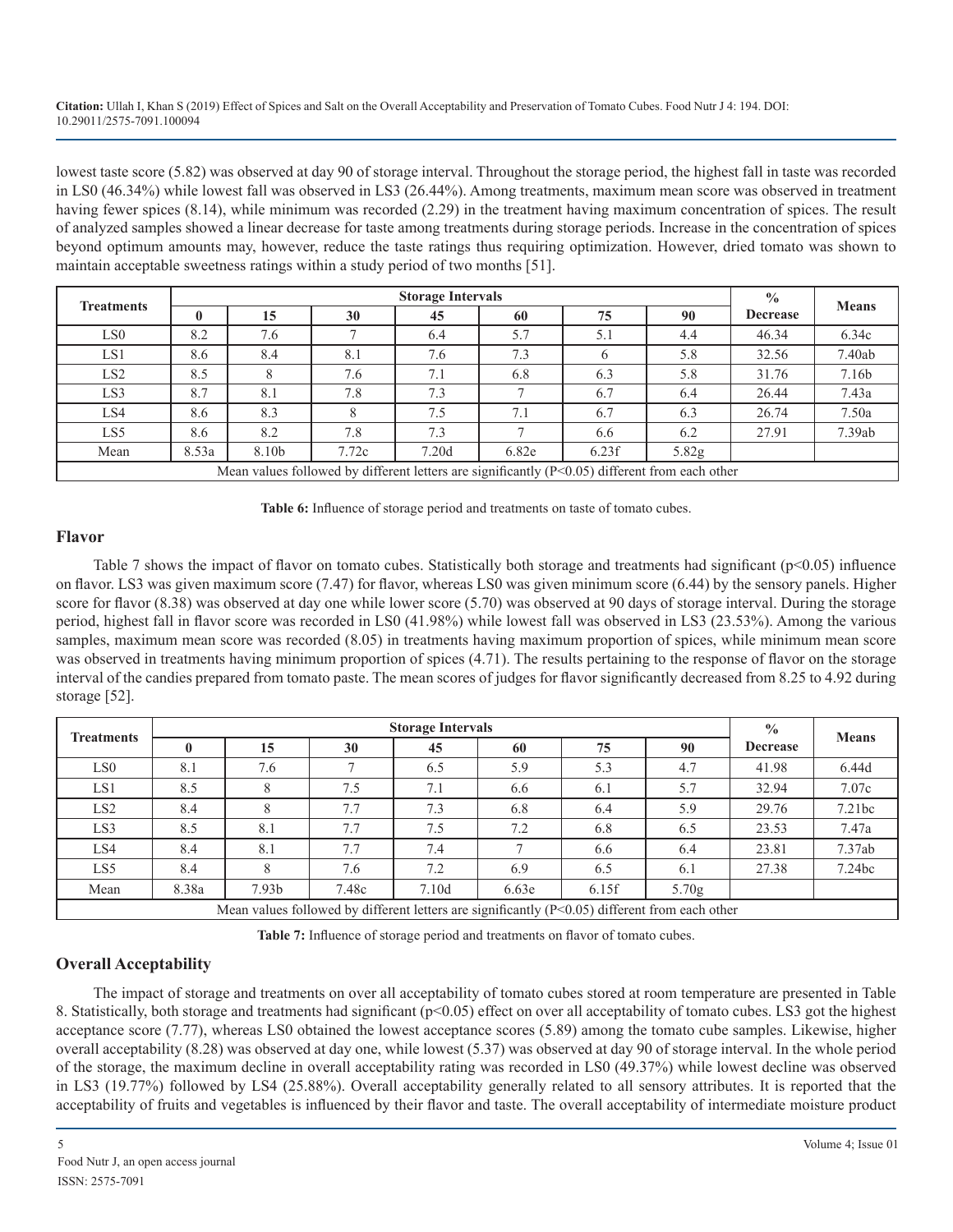lowest taste score (5.82) was observed at day 90 of storage interval. Throughout the storage period, the highest fall in taste was recorded in LS0 (46.34%) while lowest fall was observed in LS3 (26.44%). Among treatments, maximum mean score was observed in treatment having fewer spices (8.14), while minimum was recorded (2.29) in the treatment having maximum concentration of spices. The result of analyzed samples showed a linear decrease for taste among treatments during storage periods. Increase in the concentration of spices beyond optimum amounts may, however, reduce the taste ratings thus requiring optimization. However, dried tomato was shown to maintain acceptable sweetness ratings within a study period of two months [51].

| Treatments | Storage Intervals | | | | | | | % Decrease | Means |
|---|---|---|---|---|---|---|---|---|---|
| | 0 | 15 | 30 | 45 | 60 | 75 | 90 | | |
| LS0 | 8.2 | 7.6 | 7 | 6.4 | 5.7 | 5.1 | 4.4 | 46.34 | 6.34c |
| LS1 | 8.6 | 8.4 | 8.1 | 7.6 | 7.3 | 6 | 5.8 | 32.56 | 7.40ab |
| LS2 | 8.5 | 8 | 7.6 | 7.1 | 6.8 | 6.3 | 5.8 | 31.76 | 7.16b |
| LS3 | 8.7 | 8.1 | 7.8 | 7.3 | 7 | 6.7 | 6.4 | 26.44 | 7.43a |
| LS4 | 8.6 | 8.3 | 8 | 7.5 | 7.1 | 6.7 | 6.3 | 26.74 | 7.50a |
| LS5 | 8.6 | 8.2 | 7.8 | 7.3 | 7 | 6.6 | 6.2 | 27.91 | 7.39ab |
| Mean | 8.53a | 8.10b | 7.72c | 7.20d | 6.82e | 6.23f | 5.82g | | |
| Mean values followed by different letters are significantly ($P<0.05$) different from each other | | | | | | | | | |

**Table 6:** Influence of storage period and treatments on taste of tomato cubes.

## Flavor

Table 7 shows the impact of flavor on tomato cubes. Statistically both storage and treatments had significant ($p<0.05$) influence on flavor. LS3 was given maximum score (7.47) for flavor, whereas LS0 was given minimum score (6.44) by the sensory panels. Higher score for flavor (8.38) was observed at day one while lower score (5.70) was observed at 90 days of storage interval. During the storage period, highest fall in flavor score was recorded in LS0 (41.98%) while lowest fall was observed in LS3 (23.53%). Among the various samples, maximum mean score was recorded (8.05) in treatments having maximum proportion of spices, while minimum mean score was observed in treatments having minimum proportion of spices (4.71). The results pertaining to the response of flavor on the storage interval of the candies prepared from tomato paste. The mean scores of judges for flavor significantly decreased from 8.25 to 4.92 during storage [52].

| Treatments | Storage Intervals | | | | | | | % Decrease | Means |
|---|---|---|---|---|---|---|---|---|---|
| | 0 | 15 | 30 | 45 | 60 | 75 | 90 | | |
| LS0 | 8.1 | 7.6 | 7 | 6.5 | 5.9 | 5.3 | 4.7 | 41.98 | 6.44d |
| LS1 | 8.5 | 8 | 7.5 | 7.1 | 6.6 | 6.1 | 5.7 | 32.94 | 7.07c |
| LS2 | 8.4 | 8 | 7.7 | 7.3 | 6.8 | 6.4 | 5.9 | 29.76 | 7.21bc |
| LS3 | 8.5 | 8.1 | 7.7 | 7.5 | 7.2 | 6.8 | 6.5 | 23.53 | 7.47a |
| LS4 | 8.4 | 8.1 | 7.7 | 7.4 | 7 | 6.6 | 6.4 | 23.81 | 7.37ab |
| LS5 | 8.4 | 8 | 7.6 | 7.2 | 6.9 | 6.5 | 6.1 | 27.38 | 7.24bc |
| Mean | 8.38a | 7.93b | 7.48c | 7.10d | 6.63e | 6.15f | 5.70g | | |
| Mean values followed by different letters are significantly ($P<0.05$) different from each other | | | | | | | | | |

**Table 7:** Influence of storage period and treatments on flavor of tomato cubes.

## Overall Acceptability

The impact of storage and treatments on over all acceptability of tomato cubes stored at room temperature are presented in Table 8. Statistically, both storage and treatments had significant ($p<0.05$) effect on over all acceptability of tomato cubes. LS3 got the highest acceptance score (7.77), whereas LS0 obtained the lowest acceptance scores (5.89) among the tomato cube samples. Likewise, higher overall acceptability (8.28) was observed at day one, while lowest (5.37) was observed at day 90 of storage interval. In the whole period of the storage, the maximum decline in overall acceptability rating was recorded in LS0 (49.37%) while lowest decline was observed in LS3 (19.77%) followed by LS4 (25.88%). Overall acceptability generally related to all sensory attributes. It is reported that the acceptability of fruits and vegetables is influenced by their flavor and taste. The overall acceptability of intermediate moisture product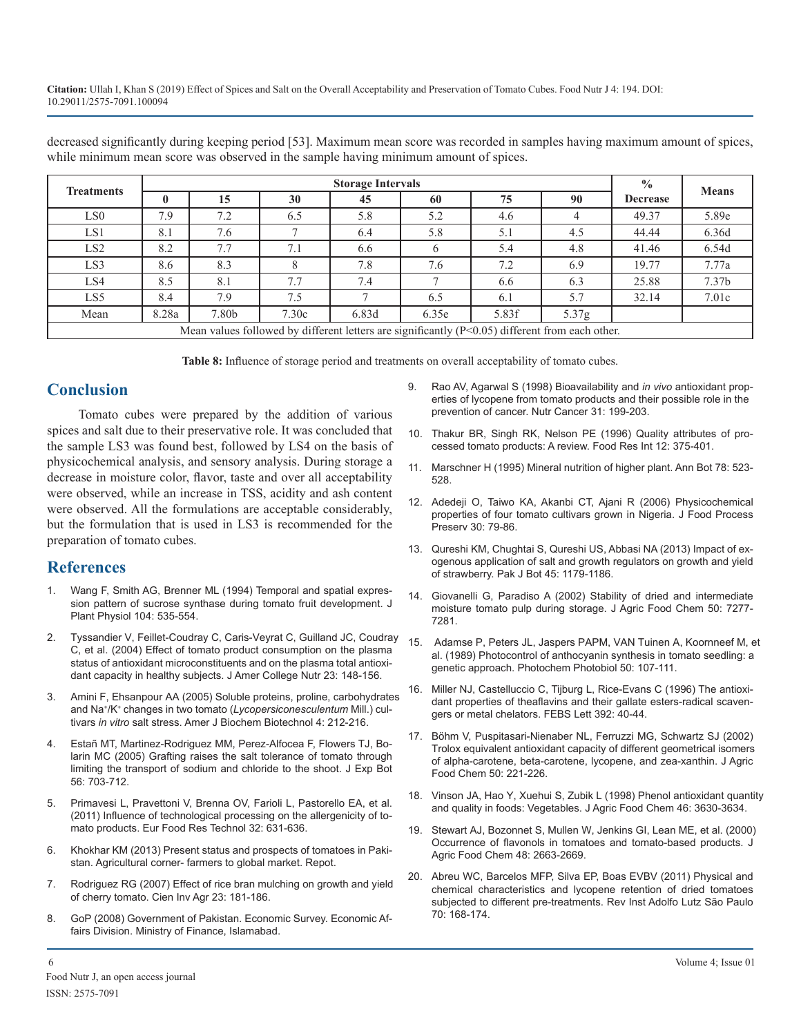decreased significantly during keeping period [53]. Maximum mean score was recorded in samples having maximum amount of spices, while minimum mean score was observed in the sample having minimum amount of spices.

| Treatments | Storage Intervals | | | | | | | % Decrease | Means |
|---|---|---|---|---|---|---|---|---|---|
| | 0 | 15 | 30 | 45 | 60 | 75 | 90 | | |
| LS0 | 7.9 | 7.2 | 6.5 | 5.8 | 5.2 | 4.6 | 4 | 49.37 | 5.89e |
| LS1 | 8.1 | 7.6 | 7 | 6.4 | 5.8 | 5.1 | 4.5 | 44.44 | 6.36d |
| LS2 | 8.2 | 7.7 | 7.1 | 6.6 | 6 | 5.4 | 4.8 | 41.46 | 6.54d |
| LS3 | 8.6 | 8.3 | 8 | 7.8 | 7.6 | 7.2 | 6.9 | 19.77 | 7.77a |
| LS4 | 8.5 | 8.1 | 7.7 | 7.4 | 7 | 6.6 | 6.3 | 25.88 | 7.37b |
| LS5 | 8.4 | 7.9 | 7.5 | 7 | 6.5 | 6.1 | 5.7 | 32.14 | 7.01c |
| Mean | 8.28a | 7.80b | 7.30c | 6.83d | 6.35e | 5.83f | 5.37g | | |

Mean values followed by different letters are significantly ($P<0.05$) different from each other.

**Table 8:** Influence of storage period and treatments on overall acceptability of tomato cubes.

## Conclusion

Tomato cubes were prepared by the addition of various spices and salt due to their preservative role. It was concluded that the sample LS3 was found best, followed by LS4 on the basis of physicochemical analysis, and sensory analysis. During storage a decrease in moisture color, flavor, taste and over all acceptability were observed, while an increase in TSS, acidity and ash content were observed. All the formulations are acceptable considerably, but the formulation that is used in LS3 is recommended for the preparation of tomato cubes.

## References

1. Wang F, Smith AG, Brenner ML (1994) Temporal and spatial expression pattern of sucrose synthase during tomato fruit development. J Plant Physiol 104: 535-554.
2. Tyssandier V, Feillet-Coudray C, Caris-Veyrat C, Guilland JC, Coudray C, et al. (2004) Effect of tomato product consumption on the plasma status of antioxidant microconstituents and on the plasma total antioxidant capacity in healthy subjects. J Amer College Nutr 23: 148-156.
3. Amini F, Ehsanpour AA (2005) Soluble proteins, proline, carbohydrates and $Na^+/K^+$ changes in two tomato (*Lycopersiconesculentum* Mill.) cultivars *in vitro* salt stress. Amer J Biochem Biotechnol 4: 212-216.
4. Estañ MT, Martinez-Rodriguez MM, Perez-Alfocea F, Flowers TJ, Bolarin MC (2005) Grafting raises the salt tolerance of tomato through limiting the transport of sodium and chloride to the shoot. J Exp Bot 56: 703-712.
5. Primavesi L, Pravettoni V, Brenna OV, Farioli L, Pastorello EA, et al. (2011) Influence of technological processing on the allergenicity of tomato products. Eur Food Res Technol 32: 631-636.
6. Khokhar KM (2013) Present status and prospects of tomatoes in Pakistan. Agricultural corner- farmers to global market. Repot.
7. Rodriguez RG (2007) Effect of rice bran mulching on growth and yield of cherry tomato. Cien Inv Agr 23: 181-186.
8. GoP (2008) Government of Pakistan. Economic Survey. Economic Affairs Division. Ministry of Finance, Islamabad.
9. Rao AV, Agarwal S (1998) Bioavailability and *in vivo* antioxidant properties of lycopene from tomato products and their possible role in the prevention of cancer. Nutr Cancer 31: 199-203.
10. Thakur BR, Singh RK, Nelson PE (1996) Quality attributes of processed tomato products: A review. Food Res Int 12: 375-401.
11. Marschner H (1995) Mineral nutrition of higher plant. Ann Bot 78: 523-528.
12. Adedeji O, Taiwo KA, Akanbi CT, Ajani R (2006) Physicochemical properties of four tomato cultivars grown in Nigeria. J Food Process Preserv 30: 79-86.
13. Qureshi KM, Chughtai S, Qureshi US, Abbasi NA (2013) Impact of exogenous application of salt and growth regulators on growth and yield of strawberry. Pak J Bot 45: 1179-1186.
14. Giovanelli G, Paradiso A (2002) Stability of dried and intermediate moisture tomato pulp during storage. J Agric Food Chem 50: 7277-7281.
15. Adamse P, Peters JL, Jaspers PAPM, VAN Tuinen A, Koornneef M, et al. (1989) Photocontrol of anthocyanin synthesis in tomato seedling: a genetic approach. Photochem Photobiol 50: 107-111.
16. Miller NJ, Castelluccio C, Tijburg L, Rice-Evans C (1996) The antioxidant properties of theaflavins and their gallate esters-radical scavengers or metal chelators. FEBS Lett 392: 40-44.
17. Böhm V, Puspitasari-Nienaber NL, Ferruzzi MG, Schwartz SJ (2002) Trolox equivalent antioxidant capacity of different geometrical isomers of alpha-carotene, beta-carotene, lycopene, and zea-xanthin. J Agric Food Chem 50: 221-226.
18. Vinson JA, Hao Y, Xuehui S, Zubik L (1998) Phenol antioxidant quantity and quality in foods: Vegetables. J Agric Food Chem 46: 3630-3634.
19. Stewart AJ, Bozonnet S, Mullen W, Jenkins GI, Lean ME, et al. (2000) Occurrence of flavonols in tomatoes and tomato-based products. J Agric Food Chem 48: 2663-2669.
20. Abreu WC, Barcelos MFP, Silva EP, Boas EVBV (2011) Physical and chemical characteristics and lycopene retention of dried tomatoes subjected to different pre-treatments. Rev Inst Adolfo Lutz São Paulo 70: 168-174.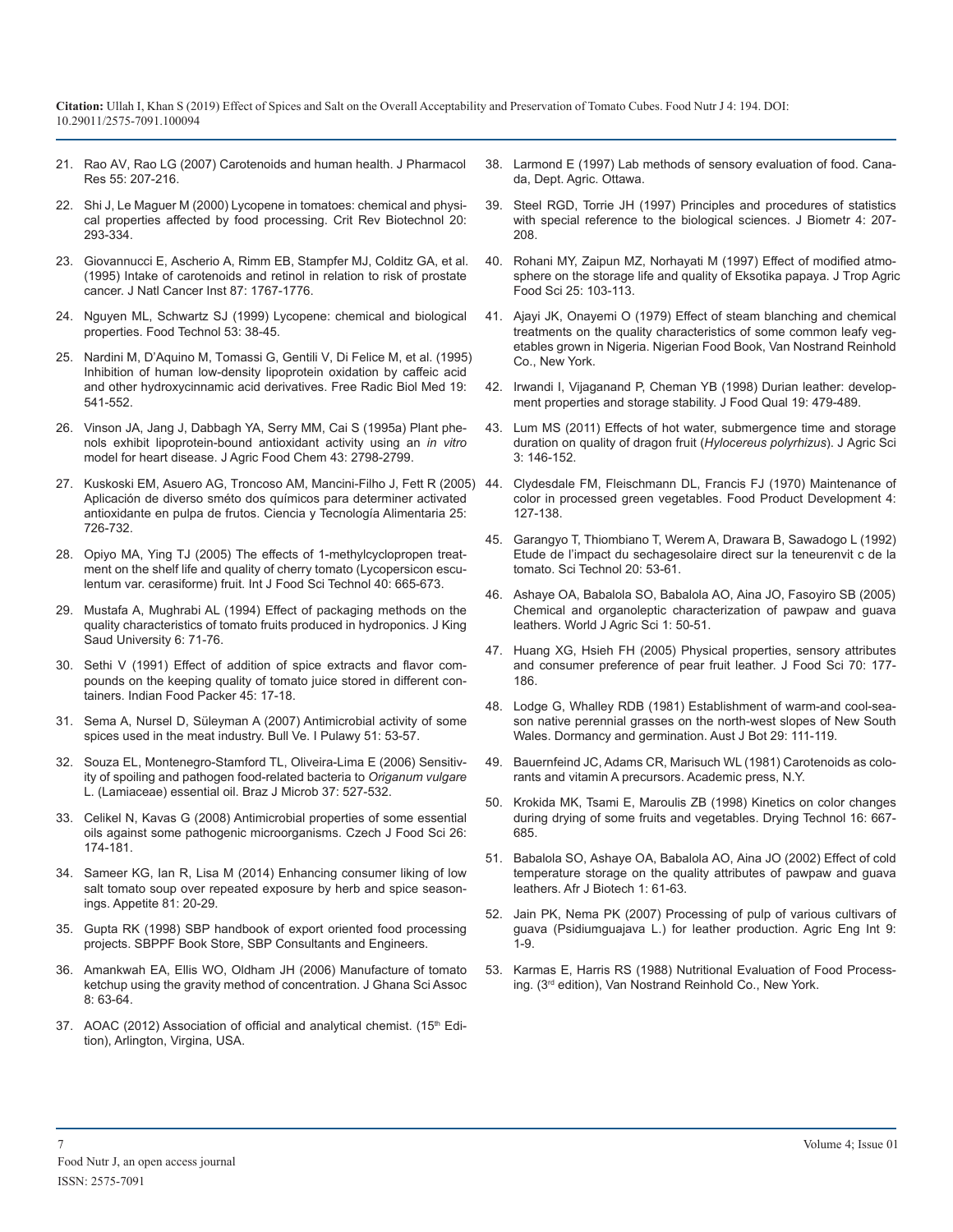21. Rao AV, Rao LG (2007) Carotenoids and human health. J Pharmacol Res 55: 207-216.

22. Shi J, Le Maguer M (2000) Lycopene in tomatoes: chemical and physical properties affected by food processing. Crit Rev Biotechnol 20: 293-334.

23. Giovannucci E, Ascherio A, Rimm EB, Stampfer MJ, Colditz GA, et al. (1995) Intake of carotenoids and retinol in relation to risk of prostate cancer. J Natl Cancer Inst 87: 1767-1776.

24. Nguyen ML, Schwartz SJ (1999) Lycopene: chemical and biological properties. Food Technol 53: 38-45.

25. Nardini M, D'Aquino M, Tomassi G, Gentili V, Di Felice M, et al. (1995) Inhibition of human low-density lipoprotein oxidation by caffeic acid and other hydroxycinnamic acid derivatives. Free Radic Biol Med 19: 541-552.

26. Vinson JA, Jang J, Dabbagh YA, Serry MM, Cai S (1995a) Plant phenols exhibit lipoprotein-bound antioxidant activity using an *in vitro* model for heart disease. J Agric Food Chem 43: 2798-2799.

27. Kuskoski EM, Asuero AG, Troncoso AM, Mancini-Filho J, Fett R (2005) Aplicación de diverso sméto dos químicos para determiner activated antioxidante en pulpa de frutos. Ciencia y Tecnología Alimentaria 25: 726-732.

28. Opiyo MA, Ying TJ (2005) The effects of 1-methylcyclopropen treatment on the shelf life and quality of cherry tomato (Lycopersicon esculentum var. cerasiforme) fruit. Int J Food Sci Technol 40: 665-673.

29. Mustafa A, Mughrabi AL (1994) Effect of packaging methods on the quality characteristics of tomato fruits produced in hydroponics. J King Saud University 6: 71-76.

30. Sethi V (1991) Effect of addition of spice extracts and flavor compounds on the keeping quality of tomato juice stored in different containers. Indian Food Packer 45: 17-18.

31. Sema A, Nursel D, Süleyman A (2007) Antimicrobial activity of some spices used in the meat industry. Bull Ve. I Pulawy 51: 53-57.

32. Souza EL, Montenegro-Stamford TL, Oliveira-Lima E (2006) Sensitivity of spoiling and pathogen food-related bacteria to *Origanum vulgare* L. (Lamiaceae) essential oil. Braz J Microb 37: 527-532.

33. Celikel N, Kavas G (2008) Antimicrobial properties of some essential oils against some pathogenic microorganisms. Czech J Food Sci 26: 174-181.

34. Sameer KG, Ian R, Lisa M (2014) Enhancing consumer liking of low salt tomato soup over repeated exposure by herb and spice seasonings. Appetite 81: 20-29.

35. Gupta RK (1998) SBP handbook of export oriented food processing projects. SBPPF Book Store, SBP Consultants and Engineers.

36. Amankwah EA, Ellis WO, Oldham JH (2006) Manufacture of tomato ketchup using the gravity method of concentration. J Ghana Sci Assoc 8: 63-64.

37. AOAC (2012) Association of official and analytical chemist. (15th Edition), Arlington, Virgina, USA.

38. Larmond E (1997) Lab methods of sensory evaluation of food. Canada, Dept. Agric. Ottawa.

39. Steel RGD, Torrie JH (1997) Principles and procedures of statistics with special reference to the biological sciences. J Biometr 4: 207-208.

40. Rohani MY, Zaipun MZ, Norhayati M (1997) Effect of modified atmosphere on the storage life and quality of Eksotika papaya. J Trop Agric Food Sci 25: 103-113.

41. Ajayi JK, Onayemi O (1979) Effect of steam blanching and chemical treatments on the quality characteristics of some common leafy vegetables grown in Nigeria. Nigerian Food Book, Van Nostrand Reinhold Co., New York.

42. Irwandi I, Vijaganand P, Cheman YB (1998) Durian leather: development properties and storage stability. J Food Qual 19: 479-489.

43. Lum MS (2011) Effects of hot water, submergence time and storage duration on quality of dragon fruit (*Hylocereus polyrhizus*). J Agric Sci 3: 146-152.

44. Clydesdale FM, Fleischmann DL, Francis FJ (1970) Maintenance of color in processed green vegetables. Food Product Development 4: 127-138.

45. Garangyo T, Thiombiano T, Werem A, Drawara B, Sawadogo L (1992) Etude de l'impact du sechagesolaire direct sur la teneurenvit c de la tomato. Sci Technol 20: 53-61.

46. Ashaye OA, Babalola SO, Babalola AO, Aina JO, Fasoyiro SB (2005) Chemical and organoleptic characterization of pawpaw and guava leathers. World J Agric Sci 1: 50-51.

47. Huang XG, Hsieh FH (2005) Physical properties, sensory attributes and consumer preference of pear fruit leather. J Food Sci 70: 177-186.

48. Lodge G, Whalley RDB (1981) Establishment of warm-and cool-season native perennial grasses on the north-west slopes of New South Wales. Dormancy and germination. Aust J Bot 29: 111-119.

49. Bauernfeind JC, Adams CR, Marisuch WL (1981) Carotenoids as colorants and vitamin A precursors. Academic press, N.Y.

50. Krokida MK, Tsami E, Maroulis ZB (1998) Kinetics on color changes during drying of some fruits and vegetables. Drying Technol 16: 667-685.

51. Babalola SO, Ashaye OA, Babalola AO, Aina JO (2002) Effect of cold temperature storage on the quality attributes of pawpaw and guava leathers. Afr J Biotech 1: 61-63.

52. Jain PK, Nema PK (2007) Processing of pulp of various cultivars of guava (Psidiumguajava L.) for leather production. Agric Eng Int 9: 1-9.

53. Karmas E, Harris RS (1988) Nutritional Evaluation of Food Processing. (3rd edition), Van Nostrand Reinhold Co., New York.